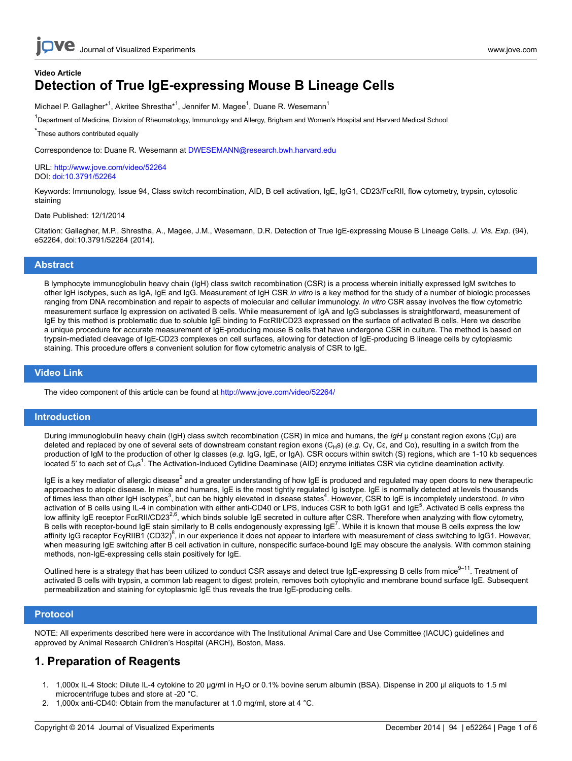Video Article

# Detection of True IgE-expressing Mouse B Lineage Cells

Michael P. Gallagher*[1], Akritee Shrestha*[1], Jennifer M. Magee[1], Duane R. Wesemann[1]

[1]Department of Medicine, Division of Rheumatology, Immunology and Allergy, Brigham and Women's Hospital and Harvard Medical School

*These authors contributed equally

Correspondence to: Duane R. Wesemann at DWESEMANN@research.bwh.harvard.edu

URL: http://www.jove.com/video/52264
DOI: doi:10.3791/52264

Keywords: Immunology, Issue 94, Class switch recombination, AID, B cell activation, IgE, IgG1, CD23/FcεRII, flow cytometry, trypsin, cytosolic staining

Date Published: 12/1/2014

Citation: Gallagher, M.P., Shrestha, A., Magee, J.M., Wesemann, D.R. Detection of True IgE-expressing Mouse B Lineage Cells. *J. Vis. Exp.* (94), e52264, doi:10.3791/52264 (2014).

## Abstract

B lymphocyte immunoglobulin heavy chain (IgH) class switch recombination (CSR) is a process wherein initially expressed IgM switches to other IgH isotypes, such as IgA, IgE and IgG. Measurement of IgH CSR *in vitro* is a key method for the study of a number of biologic processes ranging from DNA recombination and repair to aspects of molecular and cellular immunology. *In vitro* CSR assay involves the flow cytometric measurement surface Ig expression on activated B cells. While measurement of IgA and IgG subclasses is straightforward, measurement of IgE by this method is problematic due to soluble IgE binding to FcεRII/CD23 expressed on the surface of activated B cells. Here we describe a unique procedure for accurate measurement of IgE-producing mouse B cells that have undergone CSR in culture. The method is based on trypsin-mediated cleavage of IgE-CD23 complexes on cell surfaces, allowing for detection of IgE-producing B lineage cells by cytoplasmic staining. This procedure offers a convenient solution for flow cytometric analysis of CSR to IgE.

## Video Link

The video component of this article can be found at http://www.jove.com/video/52264/

## Introduction

During immunoglobulin heavy chain (IgH) class switch recombination (CSR) in mice and humans, the *IgH* μ constant region exons (Cμ) are deleted and replaced by one of several sets of downstream constant region exons ($C_H$s) (*e.g.* Cγ, Cε, and Cα), resulting in a switch from the production of IgM to the production of other Ig classes (*e.g.* IgG, IgE, or IgA). CSR occurs within switch (S) regions, which are 1-10 kb sequences located 5' to each set of $C_H$s[1]. The Activation-Induced Cytidine Deaminase (AID) enzyme initiates CSR via cytidine deamination activity.

IgE is a key mediator of allergic disease[2] and a greater understanding of how IgE is produced and regulated may open doors to new therapeutic approaches to atopic disease. In mice and humans, IgE is the most tightly regulated Ig isotype. IgE is normally detected at levels thousands of times less than other IgH isotypes[3], but can be highly elevated in disease states[4]. However, CSR to IgE is incompletely understood. *In vitro* activation of B cells using IL-4 in combination with either anti-CD40 or LPS, induces CSR to both IgG1 and IgE[5]. Activated B cells express the low affinity IgE receptor FcεRII/CD23[2,6], which binds soluble IgE secreted in culture after CSR. Therefore when analyzing with flow cytometry, B cells with receptor-bound IgE stain similarly to B cells endogenously expressing IgE[7]. While it is known that mouse B cells express the low affinity IgG receptor FcγRIIB1 (CD32)[8], in our experience it does not appear to interfere with measurement of class switching to IgG1. However, when measuring IgE switching after B cell activation in culture, nonspecific surface-bound IgE may obscure the analysis. With common staining methods, non-IgE-expressing cells stain positively for IgE.

Outlined here is a strategy that has been utilized to conduct CSR assays and detect true IgE-expressing B cells from mice[9–11]. Treatment of activated B cells with trypsin, a common lab reagent to digest protein, removes both cytophylic and membrane bound surface IgE. Subsequent permeabilization and staining for cytoplasmic IgE thus reveals the true IgE-producing cells.

## Protocol

NOTE: All experiments described here were in accordance with The Institutional Animal Care and Use Committee (IACUC) guidelines and approved by Animal Research Children's Hospital (ARCH), Boston, Mass.

## 1. Preparation of Reagents

1. 1,000x IL-4 Stock: Dilute IL-4 cytokine to 20 μg/ml in $H_2O$ or 0.1% bovine serum albumin (BSA). Dispense in 200 μl aliquots to 1.5 ml microcentrifuge tubes and store at -20 °C.
2. 1,000x anti-CD40: Obtain from the manufacturer at 1.0 mg/ml, store at 4 °C.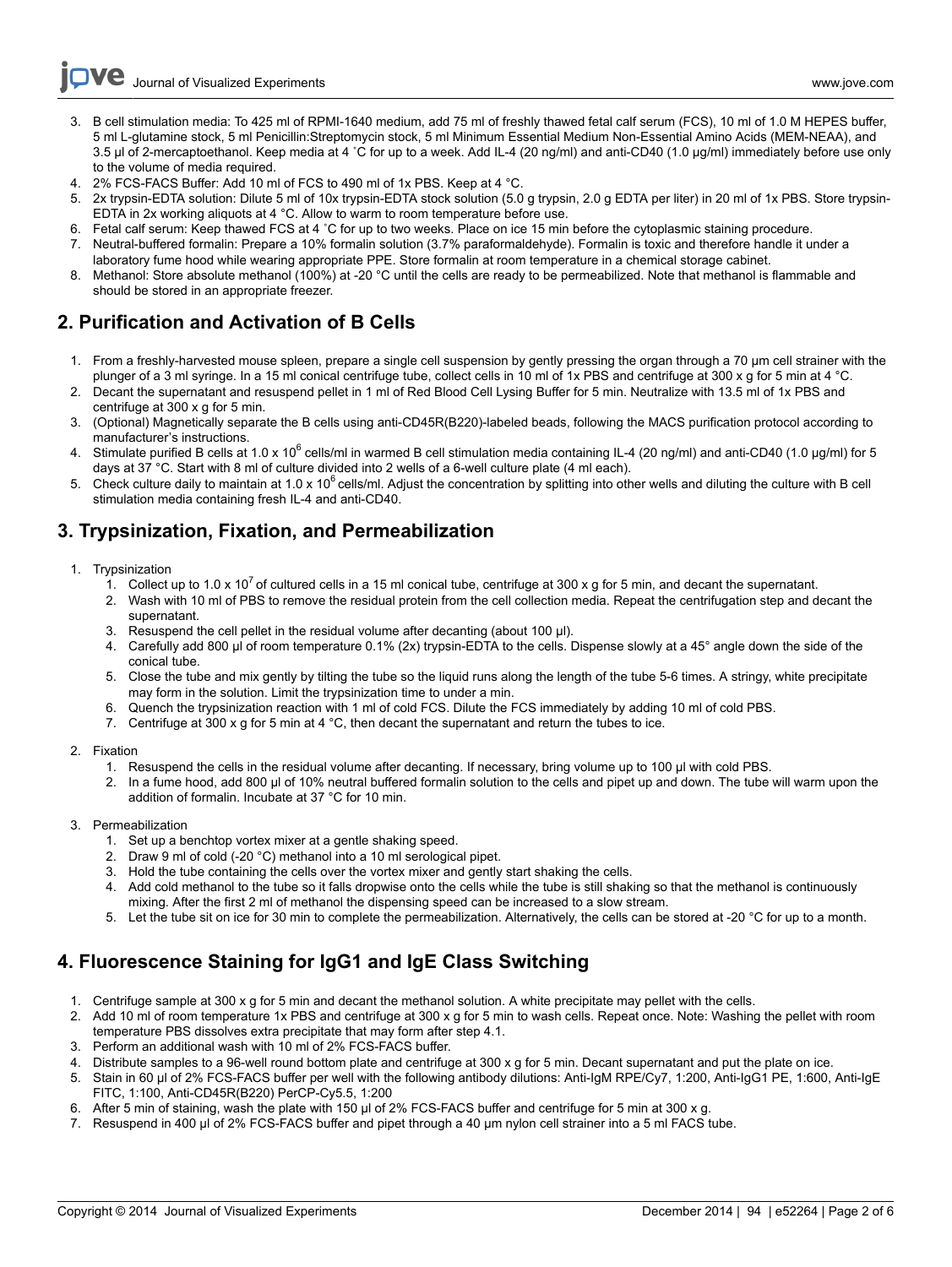3. B cell stimulation media: To 425 ml of RPMI-1640 medium, add 75 ml of freshly thawed fetal calf serum (FCS), 10 ml of 1.0 M HEPES buffer, 5 ml L-glutamine stock, 5 ml Penicillin:Streptomycin stock, 5 ml Minimum Essential Medium Non-Essential Amino Acids (MEM-NEAA), and 3.5 µl of 2-mercaptoethanol. Keep media at 4 ˚C for up to a week. Add IL-4 (20 ng/ml) and anti-CD40 (1.0 µg/ml) immediately before use only to the volume of media required.
4. 2% FCS-FACS Buffer: Add 10 ml of FCS to 490 ml of 1x PBS. Keep at 4 °C.
5. 2x trypsin-EDTA solution: Dilute 5 ml of 10x trypsin-EDTA stock solution (5.0 g trypsin, 2.0 g EDTA per liter) in 20 ml of 1x PBS. Store trypsin-EDTA in 2x working aliquots at 4 °C. Allow to warm to room temperature before use.
6. Fetal calf serum: Keep thawed FCS at 4 ˚C for up to two weeks. Place on ice 15 min before the cytoplasmic staining procedure.
7. Neutral-buffered formalin: Prepare a 10% formalin solution (3.7% paraformaldehyde). Formalin is toxic and therefore handle it under a laboratory fume hood while wearing appropriate PPE. Store formalin at room temperature in a chemical storage cabinet.
8. Methanol: Store absolute methanol (100%) at -20 °C until the cells are ready to be permeabilized. Note that methanol is flammable and should be stored in an appropriate freezer.

## 2. Purification and Activation of B Cells

1. From a freshly-harvested mouse spleen, prepare a single cell suspension by gently pressing the organ through a 70 µm cell strainer with the plunger of a 3 ml syringe. In a 15 ml conical centrifuge tube, collect cells in 10 ml of 1x PBS and centrifuge at 300 x g for 5 min at 4 °C.
2. Decant the supernatant and resuspend pellet in 1 ml of Red Blood Cell Lysing Buffer for 5 min. Neutralize with 13.5 ml of 1x PBS and centrifuge at 300 x g for 5 min.
3. (Optional) Magnetically separate the B cells using anti-CD45R(B220)-labeled beads, following the MACS purification protocol according to manufacturer's instructions.
4. Stimulate purified B cells at $1.0 \times 10^6$ cells/ml in warmed B cell stimulation media containing IL-4 (20 ng/ml) and anti-CD40 (1.0 µg/ml) for 5 days at 37 °C. Start with 8 ml of culture divided into 2 wells of a 6-well culture plate (4 ml each).
5. Check culture daily to maintain at $1.0 \times 10^6$ cells/ml. Adjust the concentration by splitting into other wells and diluting the culture with B cell stimulation media containing fresh IL-4 and anti-CD40.

## 3. Trypsinization, Fixation, and Permeabilization

1. Trypsinization
    1. Collect up to $1.0 \times 10^7$ of cultured cells in a 15 ml conical tube, centrifuge at 300 x g for 5 min, and decant the supernatant.
    2. Wash with 10 ml of PBS to remove the residual protein from the cell collection media. Repeat the centrifugation step and decant the supernatant.
    3. Resuspend the cell pellet in the residual volume after decanting (about 100 µl).
    4. Carefully add 800 µl of room temperature 0.1% (2x) trypsin-EDTA to the cells. Dispense slowly at a 45° angle down the side of the conical tube.
    5. Close the tube and mix gently by tilting the tube so the liquid runs along the length of the tube 5-6 times. A stringy, white precipitate may form in the solution. Limit the trypsinization time to under a min.
    6. Quench the trypsinization reaction with 1 ml of cold FCS. Dilute the FCS immediately by adding 10 ml of cold PBS.
    7. Centrifuge at 300 x g for 5 min at 4 °C, then decant the supernatant and return the tubes to ice.
2. Fixation
    1. Resuspend the cells in the residual volume after decanting. If necessary, bring volume up to 100 µl with cold PBS.
    2. In a fume hood, add 800 µl of 10% neutral buffered formalin solution to the cells and pipet up and down. The tube will warm upon the addition of formalin. Incubate at 37 °C for 10 min.
3. Permeabilization
    1. Set up a benchtop vortex mixer at a gentle shaking speed.
    2. Draw 9 ml of cold (-20 °C) methanol into a 10 ml serological pipet.
    3. Hold the tube containing the cells over the vortex mixer and gently start shaking the cells.
    4. Add cold methanol to the tube so it falls dropwise onto the cells while the tube is still shaking so that the methanol is continuously mixing. After the first 2 ml of methanol the dispensing speed can be increased to a slow stream.
    5. Let the tube sit on ice for 30 min to complete the permeabilization. Alternatively, the cells can be stored at -20 °C for up to a month.

## 4. Fluorescence Staining for IgG1 and IgE Class Switching

1. Centrifuge sample at 300 x g for 5 min and decant the methanol solution. A white precipitate may pellet with the cells.
2. Add 10 ml of room temperature 1x PBS and centrifuge at 300 x g for 5 min to wash cells. Repeat once. Note: Washing the pellet with room temperature PBS dissolves extra precipitate that may form after step 4.1.
3. Perform an additional wash with 10 ml of 2% FCS-FACS buffer.
4. Distribute samples to a 96-well round bottom plate and centrifuge at 300 x g for 5 min. Decant supernatant and put the plate on ice.
5. Stain in 60 µl of 2% FCS-FACS buffer per well with the following antibody dilutions: Anti-IgM RPE/Cy7, 1:200, Anti-IgG1 PE, 1:600, Anti-IgE FITC, 1:100, Anti-CD45R(B220) PerCP-Cy5.5, 1:200
6. After 5 min of staining, wash the plate with 150 µl of 2% FCS-FACS buffer and centrifuge for 5 min at 300 x g.
7. Resuspend in 400 µl of 2% FCS-FACS buffer and pipet through a 40 µm nylon cell strainer into a 5 ml FACS tube.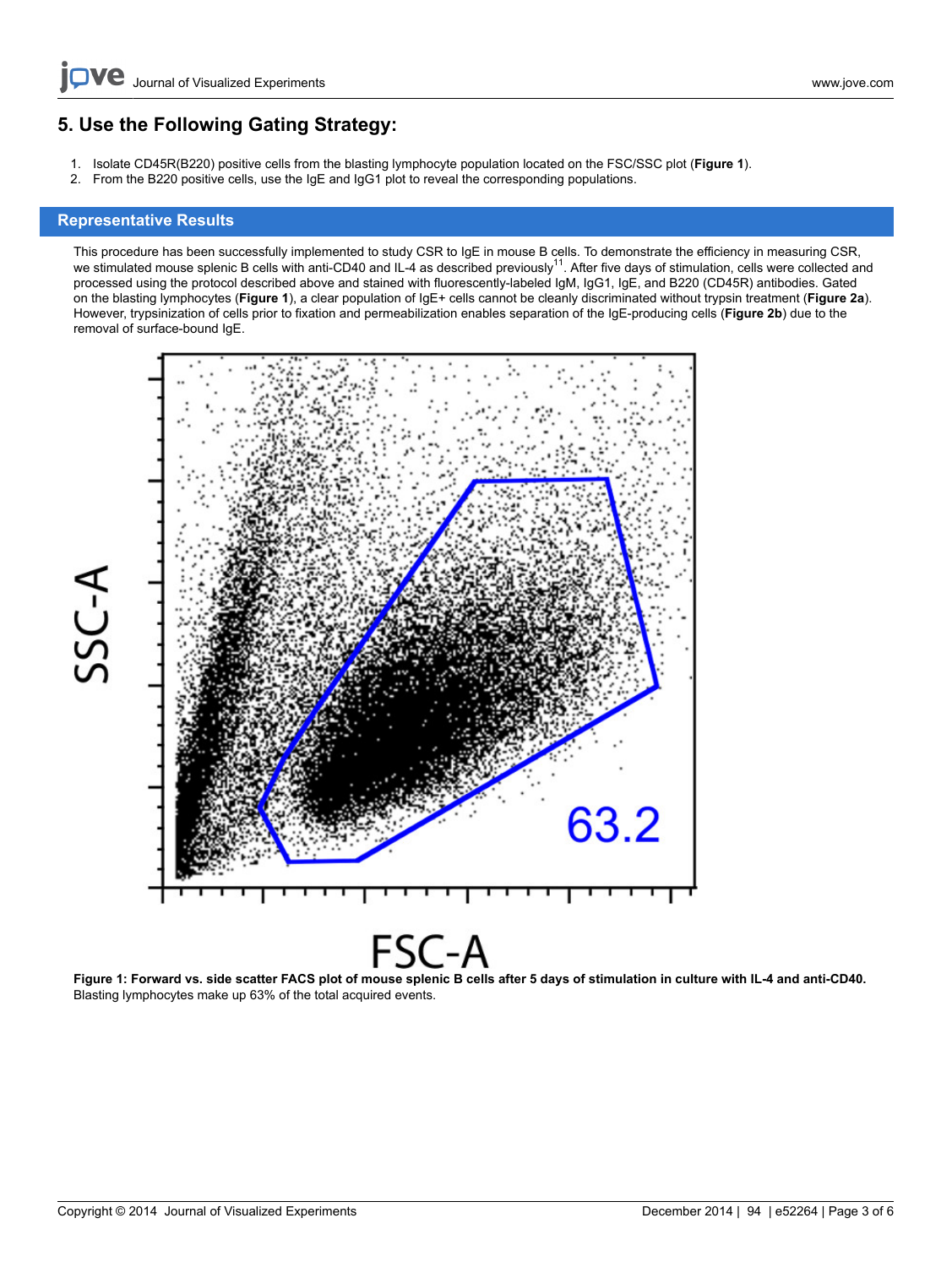## 5. Use the Following Gating Strategy:

1. Isolate CD45R(B220) positive cells from the blasting lymphocyte population located on the FSC/SSC plot (**Figure 1**).
2. From the B220 positive cells, use the IgE and IgG1 plot to reveal the corresponding populations.

## Representative Results

This procedure has been successfully implemented to study CSR to IgE in mouse B cells. To demonstrate the efficiency in measuring CSR, we stimulated mouse splenic B cells with anti-CD40 and IL-4 as described previously[11]. After five days of stimulation, cells were collected and processed using the protocol described above and stained with fluorescently-labeled IgM, IgG1, IgE, and B220 (CD45R) antibodies. Gated on the blasting lymphocytes (**Figure 1**), a clear population of IgE+ cells cannot be cleanly discriminated without trypsin treatment (**Figure 2a**). However, trypsinization of cells prior to fixation and permeabilization enables separation of the IgE-producing cells (**Figure 2b**) due to the removal of surface-bound IgE.

**Figure 1: Forward vs. side scatter FACS plot of mouse splenic B cells after 5 days of stimulation in culture with IL-4 and anti-CD40.** Blasting lymphocytes make up 63% of the total acquired events.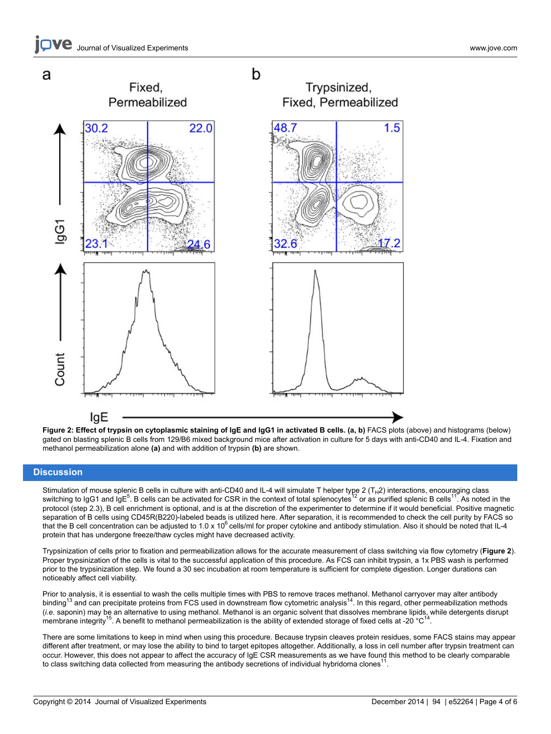**Figure 2: Effect of trypsin on cytoplasmic staining of IgE and IgG1 in activated B cells. (a, b)** FACS plots (above) and histograms (below) gated on blasting splenic B cells from 129/B6 mixed background mice after activation in culture for 5 days with anti-CD40 and IL-4. Fixation and methanol permeabilization alone **(a)** and with addition of trypsin **(b)** are shown.

## Discussion

Stimulation of mouse splenic B cells in culture with anti-CD40 and IL-4 will simulate T helper type 2 ($T_H2$) interactions, encouraging class switching to IgG1 and IgE[5]. B cells can be activated for CSR in the context of total splenocytes[12] or as purified splenic B cells[11]. As noted in the protocol (step 2.3), B cell enrichment is optional, and is at the discretion of the experimenter to determine if it would beneficial. Positive magnetic separation of B cells using CD45R(B220)-labeled beads is utilized here. After separation, it is recommended to check the cell purity by FACS so that the B cell concentration can be adjusted to $1.0 \times 10^6$ cells/ml for proper cytokine and antibody stimulation. Also it should be noted that IL-4 protein that has undergone freeze/thaw cycles might have decreased activity.

Trypsinization of cells prior to fixation and permeabilization allows for the accurate measurement of class switching via flow cytometry (**Figure 2**). Proper trypsinization of the cells is vital to the successful application of this procedure. As FCS can inhibit trypsin, a 1x PBS wash is performed prior to the trypsinization step. We found a 30 sec incubation at room temperature is sufficient for complete digestion. Longer durations can noticeably affect cell viability.

Prior to analysis, it is essential to wash the cells multiple times with PBS to remove traces methanol. Methanol carryover may alter antibody binding[13] and can precipitate proteins from FCS used in downstream flow cytometric analysis[14]. In this regard, other permeabilization methods (*i.e.* saponin) may be an alternative to using methanol. Methanol is an organic solvent that dissolves membrane lipids, while detergents disrupt membrane integrity[15]. A benefit to methanol permeabilization is the ability of extended storage of fixed cells at -20 °C[14].

There are some limitations to keep in mind when using this procedure. Because trypsin cleaves protein residues, some FACS stains may appear different after treatment, or may lose the ability to bind to target epitopes altogether. Additionally, a loss in cell number after trypsin treatment can occur. However, this does not appear to affect the accuracy of IgE CSR measurements as we have found this method to be clearly comparable to class switching data collected from measuring the antibody secretions of individual hybridoma clones[11].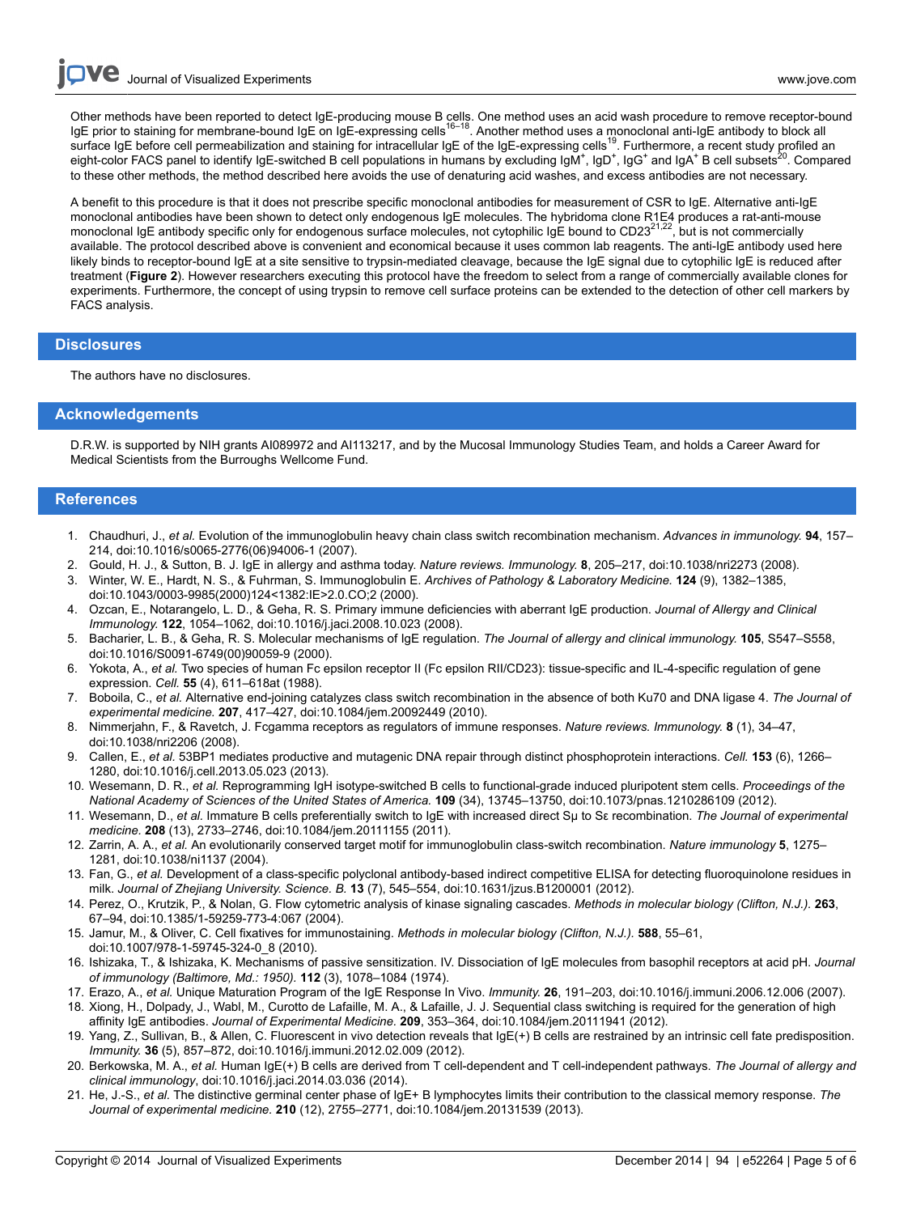Other methods have been reported to detect IgE-producing mouse B cells. One method uses an acid wash procedure to remove receptor-bound IgE prior to staining for membrane-bound IgE on IgE-expressing cells[16–18]. Another method uses a monoclonal anti-IgE antibody to block all surface IgE before cell permeabilization and staining for intracellular IgE of the IgE-expressing cells[19]. Furthermore, a recent study profiled an eight-color FACS panel to identify IgE-switched B cell populations in humans by excluding $IgM^+$, $IgD^+$, $IgG^+$ and $IgA^+$ B cell subsets[20]. Compared to these other methods, the method described here avoids the use of denaturing acid washes, and excess antibodies are not necessary.

A benefit to this procedure is that it does not prescribe specific monoclonal antibodies for measurement of CSR to IgE. Alternative anti-IgE monoclonal antibodies have been shown to detect only endogenous IgE molecules. The hybridoma clone R1E4 produces a rat-anti-mouse monoclonal IgE antibody specific only for endogenous surface molecules, not cytophilic IgE bound to CD23[21,22], but is not commercially available. The protocol described above is convenient and economical because it uses common lab reagents. The anti-IgE antibody used here likely binds to receptor-bound IgE at a site sensitive to trypsin-mediated cleavage, because the IgE signal due to cytophilic IgE is reduced after treatment (**Figure 2**). However researchers executing this protocol have the freedom to select from a range of commercially available clones for experiments. Furthermore, the concept of using trypsin to remove cell surface proteins can be extended to the detection of other cell markers by FACS analysis.

## Disclosures

The authors have no disclosures.

## Acknowledgements

D.R.W. is supported by NIH grants AI089972 and AI113217, and by the Mucosal Immunology Studies Team, and holds a Career Award for Medical Scientists from the Burroughs Wellcome Fund.

## References

1. Chaudhuri, J., *et al.* Evolution of the immunoglobulin heavy chain class switch recombination mechanism. *Advances in immunology.* **94**, 157–214, doi:10.1016/s0065-2776(06)94006-1 (2007).
2. Gould, H. J., & Sutton, B. J. IgE in allergy and asthma today. *Nature reviews. Immunology.* **8**, 205–217, doi:10.1038/nri2273 (2008).
3. Winter, W. E., Hardt, N. S., & Fuhrman, S. Immunoglobulin E. *Archives of Pathology & Laboratory Medicine.* **124** (9), 1382–1385, doi:10.1043/0003-9985(2000)124<1382:IE>2.0.CO;2 (2000).
4. Ozcan, E., Notarangelo, L. D., & Geha, R. S. Primary immune deficiencies with aberrant IgE production. *Journal of Allergy and Clinical Immunology.* **122**, 1054–1062, doi:10.1016/j.jaci.2008.10.023 (2008).
5. Bacharier, L. B., & Geha, R. S. Molecular mechanisms of IgE regulation. *The Journal of allergy and clinical immunology.* **105**, S547–S558, doi:10.1016/S0091-6749(00)90059-9 (2000).
6. Yokota, A., *et al.* Two species of human Fc epsilon receptor II (Fc epsilon RII/CD23): tissue-specific and IL-4-specific regulation of gene expression. *Cell.* **55** (4), 611–618at (1988).
7. Boboila, C., *et al.* Alternative end-joining catalyzes class switch recombination in the absence of both Ku70 and DNA ligase 4. *The Journal of experimental medicine.* **207**, 417–427, doi:10.1084/jem.20092449 (2010).
8. Nimmerjahn, F., & Ravetch, J. Fcgamma receptors as regulators of immune responses. *Nature reviews. Immunology.* **8** (1), 34–47, doi:10.1038/nri2206 (2008).
9. Callen, E., *et al.* 53BP1 mediates productive and mutagenic DNA repair through distinct phosphoprotein interactions. *Cell.* **153** (6), 1266–1280, doi:10.1016/j.cell.2013.05.023 (2013).
10. Wesemann, D. R., *et al.* Reprogramming IgH isotype-switched B cells to functional-grade induced pluripotent stem cells. *Proceedings of the National Academy of Sciences of the United States of America.* **109** (34), 13745–13750, doi:10.1073/pnas.1210286109 (2012).
11. Wesemann, D., *et al.* Immature B cells preferentially switch to IgE with increased direct Sμ to Sε recombination. *The Journal of experimental medicine.* **208** (13), 2733–2746, doi:10.1084/jem.20111155 (2011).
12. Zarrin, A. A., *et al.* An evolutionarily conserved target motif for immunoglobulin class-switch recombination. *Nature immunology* **5**, 1275–1281, doi:10.1038/ni1137 (2004).
13. Fan, G., *et al.* Development of a class-specific polyclonal antibody-based indirect competitive ELISA for detecting fluoroquinolone residues in milk. *Journal of Zhejiang University. Science. B.* **13** (7), 545–554, doi:10.1631/jzus.B1200001 (2012).
14. Perez, O., Krutzik, P., & Nolan, G. Flow cytometric analysis of kinase signaling cascades. *Methods in molecular biology (Clifton, N.J.).* **263**, 67–94, doi:10.1385/1-59259-773-4:067 (2004).
15. Jamur, M., & Oliver, C. Cell fixatives for immunostaining. *Methods in molecular biology (Clifton, N.J.).* **588**, 55–61, doi:10.1007/978-1-59745-324-0_8 (2010).
16. Ishizaka, T., & Ishizaka, K. Mechanisms of passive sensitization. IV. Dissociation of IgE molecules from basophil receptors at acid pH. *Journal of immunology (Baltimore, Md.: 1950).* **112** (3), 1078–1084 (1974).
17. Erazo, A., *et al.* Unique Maturation Program of the IgE Response In Vivo. *Immunity.* **26**, 191–203, doi:10.1016/j.immuni.2006.12.006 (2007).
18. Xiong, H., Dolpady, J., Wabl, M., Curotto de Lafaille, M. A., & Lafaille, J. J. Sequential class switching is required for the generation of high affinity IgE antibodies. *Journal of Experimental Medicine.* **209**, 353–364, doi:10.1084/jem.20111941 (2012).
19. Yang, Z., Sullivan, B., & Allen, C. Fluorescent in vivo detection reveals that IgE(+) B cells are restrained by an intrinsic cell fate predisposition. *Immunity.* **36** (5), 857–872, doi:10.1016/j.immuni.2012.02.009 (2012).
20. Berkowska, M. A., *et al.* Human IgE(+) B cells are derived from T cell-dependent and T cell-independent pathways. *The Journal of allergy and clinical immunology*, doi:10.1016/j.jaci.2014.03.036 (2014).
21. He, J.-S., *et al.* The distinctive germinal center phase of IgE+ B lymphocytes limits their contribution to the classical memory response. *The Journal of experimental medicine.* **210** (12), 2755–2771, doi:10.1084/jem.20131539 (2013).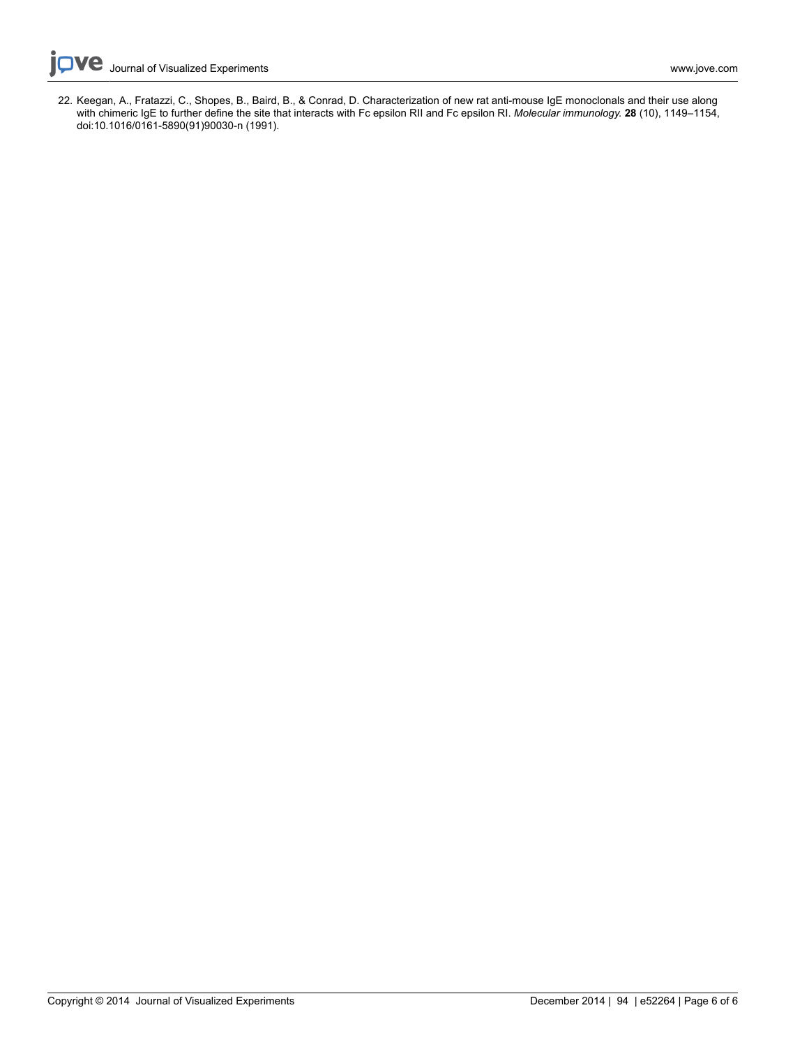22. Keegan, A., Fratazzi, C., Shopes, B., Baird, B., & Conrad, D. Characterization of new rat anti-mouse IgE monoclonals and their use along with chimeric IgE to further define the site that interacts with Fc epsilon RII and Fc epsilon RI. *Molecular immunology.* **28** (10), 1149–1154, doi:10.1016/0161-5890(91)90030-n (1991).